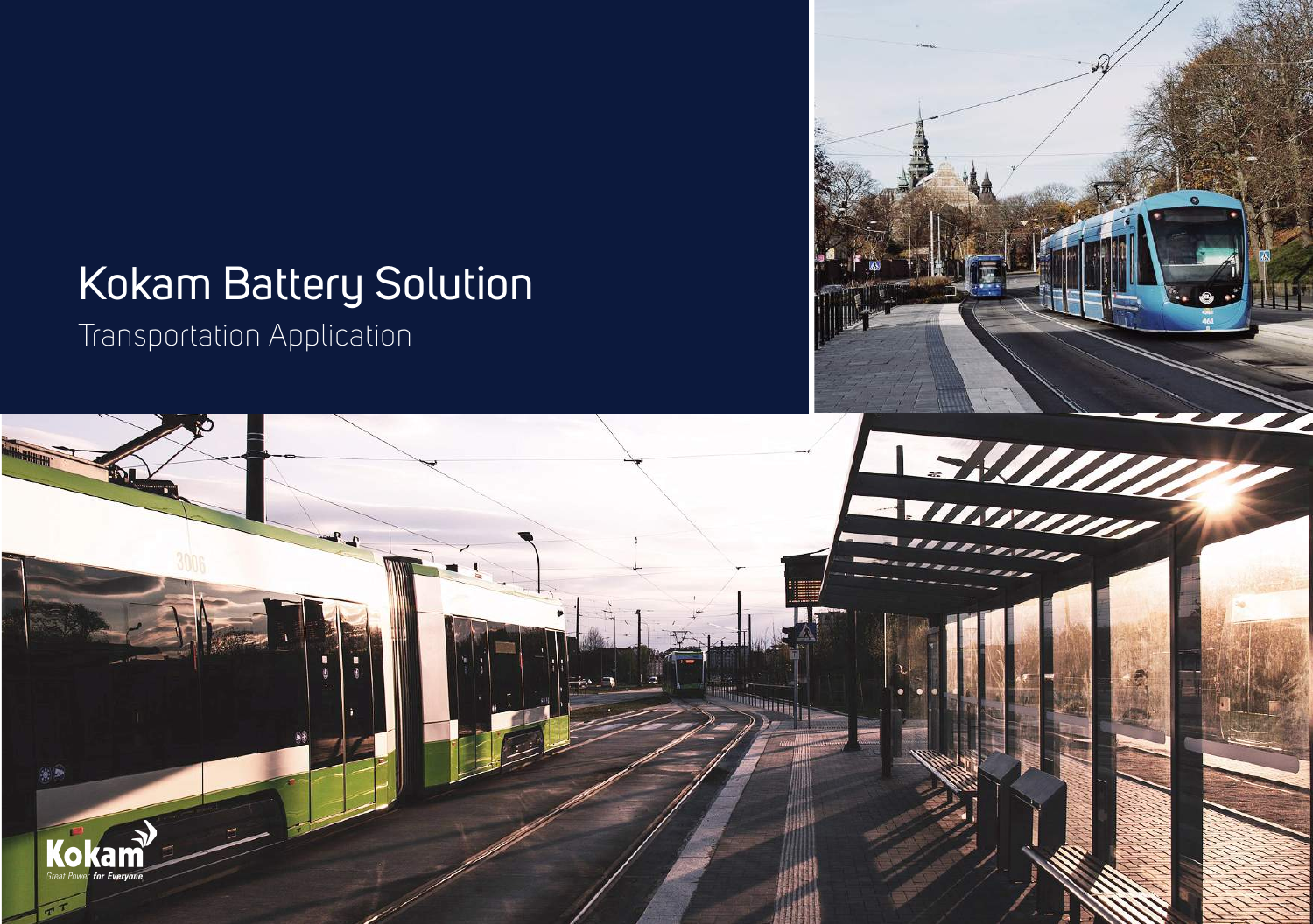# Kokam Battery Solution

Transportation Application

Kokam

Great Power for Everyone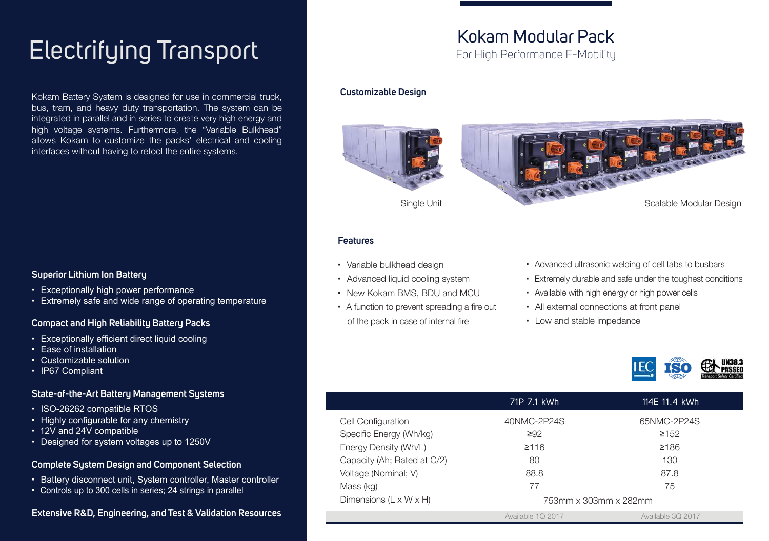# Electrifying Transport

Kokam Battery System is designed for use in commercial truck, bus, tram, and heavy duty transportation. The system can be integrated in parallel and in series to create very high energy and high voltage systems. Furthermore, the "Variable Bulkhead" allows Kokam to customize the packs' electrical and cooling interfaces without having to retool the entire systems.

### Superior Lithium Ion Battery

- Exceptionally high power performance
- Extremely safe and wide range of operating temperature

### Compact and High Reliability Battery Packs

- Exceptionally efficient direct liquid cooling
- Ease of installation
- Customizable solution
- IP67 Compliant

### State-of-the-Art Battery Management Systems

- ISO-26262 compatible RTOS
- Highly configurable for any chemistry
- 12V and 24V compatible
- Designed for system voltages up to 1250V

### Complete System Design and Component Selection

- Battery disconnect unit, System controller, Master controller
- Controls up to 300 cells in series; 24 strings in parallel

### Extensive R&D, Engineering, and Test & Validation Resources

# Kokam Modular Pack

For High Performance E-Mobility

### Customizable Design

Single Unit

Scalable Modular Design

### Features

- Variable bulkhead design
- Advanced liquid cooling system
- New Kokam BMS, BDU and MCU
- A function to prevent spreading a fire out of the pack in case of internal fire
- Advanced ultrasonic welding of cell tabs to busbars
- Extremely durable and safe under the toughest conditions
- Available with high energy or high power cells
- All external connections at front panel
- Low and stable impedance

IEC ISO UN38.3 PASSED Transport Safety Certified

| | 71P 7.1 kWh | 114E 11.4 kWh |
|---|---|---|
| Cell Configuration | 40NMC-2P24S | 65NMC-2P24S |
| Specific Energy (Wh/kg) | ≥92 | ≥152 |
| Energy Density (Wh/L) | ≥116 | ≥186 |
| Capacity (Ah; Rated at C/2) | 80 | 130 |
| Voltage (Nominal; V) | 88.8 | 87.8 |
| Mass (kg) | 77 | 75 |
| Dimensions (L x W x H) | 753mm x 303mm x 282mm | |
| | Available 1Q 2017 | Available 3Q 2017 |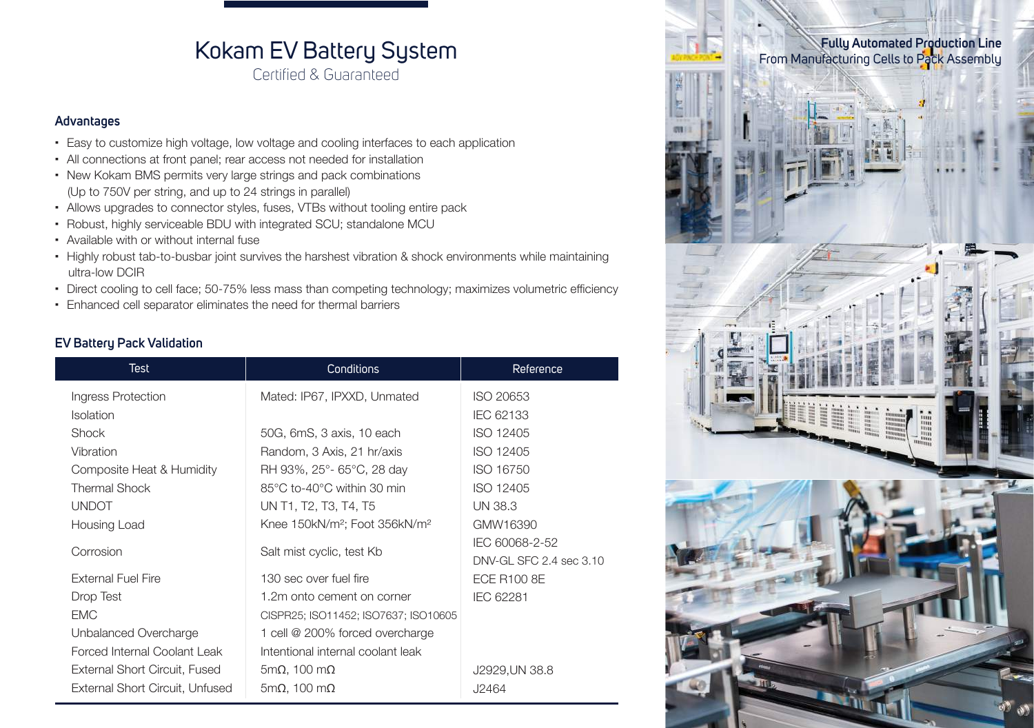# Kokam EV Battery System

Certified & Guaranteed

### Advantages

- Easy to customize high voltage, low voltage and cooling interfaces to each application
- All connections at front panel; rear access not needed for installation
- New Kokam BMS permits very large strings and pack combinations (Up to 750V per string, and up to 24 strings in parallel)
- Allows upgrades to connector styles, fuses, VTBs without tooling entire pack
- Robust, highly serviceable BDU with integrated SCU; standalone MCU
- Available with or without internal fuse
- Highly robust tab-to-busbar joint survives the harshest vibration & shock environments while maintaining ultra-low DCIR
- Direct cooling to cell face; 50-75% less mass than competing technology; maximizes volumetric efficiency
- Enhanced cell separator eliminates the need for thermal barriers

### EV Battery Pack Validation

| Test | Conditions | Reference |
| --- | --- | --- |
| Ingress Protection | Mated: IP67, IPXXD, Unmated | ISO 20653 |
| Isolation | | IEC 62133 |
| Shock | 50G, 6mS, 3 axis, 10 each | ISO 12405 |
| Vibration | Random, 3 Axis, 21 hr/axis | ISO 12405 |
| Composite Heat & Humidity | RH 93%, 25°- 65°C, 28 day | ISO 16750 |
| Thermal Shock | 85°C to-40°C within 30 min | ISO 12405 |
| UNDOT | UN T1, T2, T3, T4, T5 | UN 38.3 |
| Housing Load | Knee 150kN/m²; Foot 356kN/m² | GMW16390 |
| Corrosion | Salt mist cyclic, test Kb | IEC 60068-2-52<br>DNV-GL SFC 2.4 sec 3.10 |
| External Fuel Fire | 130 sec over fuel fire | ECE R100 8E |
| Drop Test | 1.2m onto cement on corner | IEC 62281 |
| EMC | CISPR25; ISO11452; ISO7637; ISO10605 | |
| Unbalanced Overcharge | 1 cell @ 200% forced overcharge | |
| Forced Internal Coolant Leak | Intentional internal coolant leak | |
| External Short Circuit, Fused | 5mΩ, 100 mΩ | J2929,UN 38.8 |
| External Short Circuit, Unfused | 5mΩ, 100 mΩ | J2464 |

**Fully Automated Production Line**
From Manufacturing Cells to Pack Assembly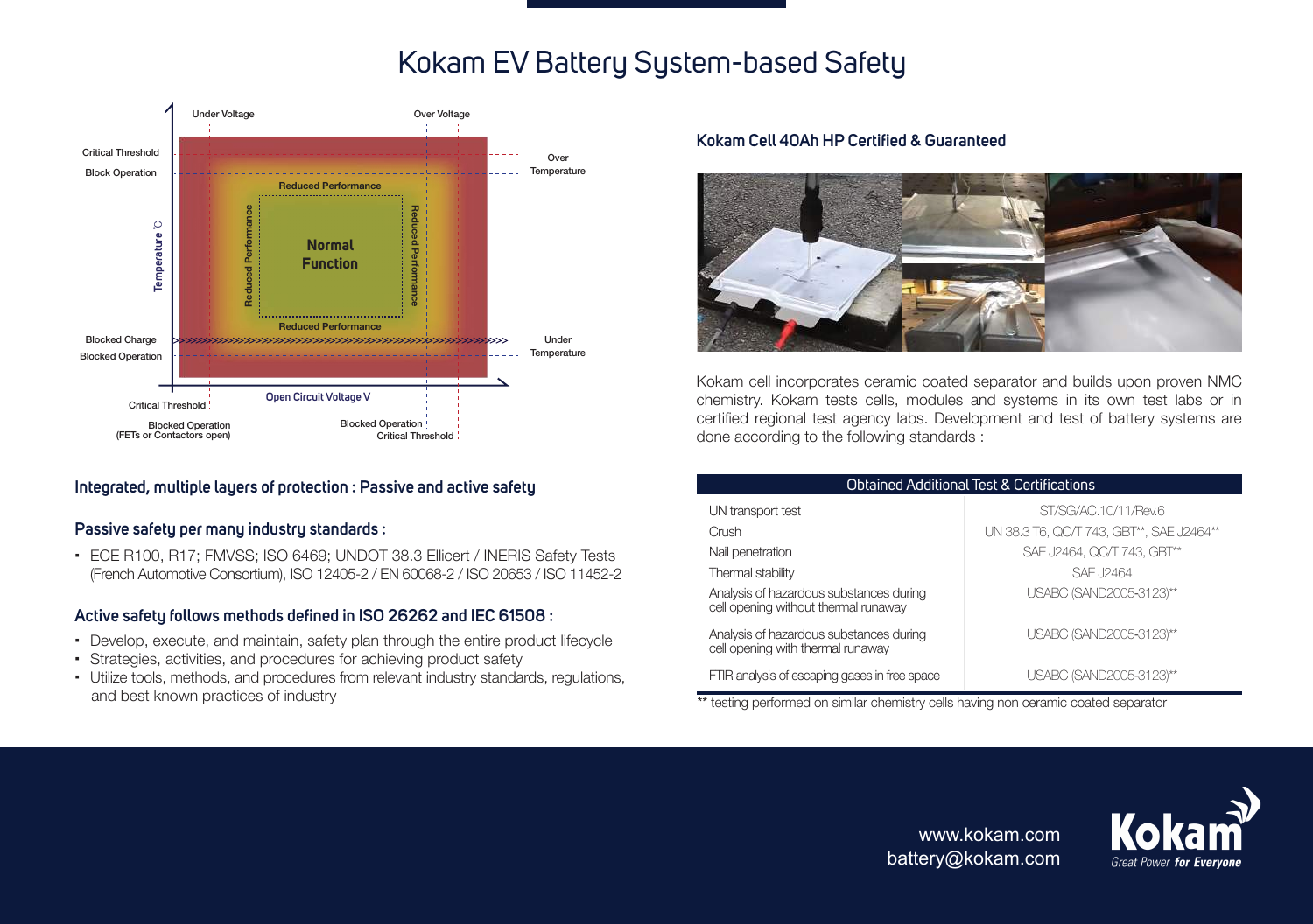# Kokam EV Battery System-based Safety

Under Voltage

Over Voltage

Critical Threshold

Block Operation

Over Temperature

Temperature ℃

Reduced Performance

Reduced Performance

Normal Function

Reduced Performance

Reduced Performance

Blocked Charge

Blocked Operation

Under Temperature

Open Circuit Voltage V

Critical Threshold

Blocked Operation (FETs or Contactors open)

Blocked Operation

Critical Threshold

## Integrated, multiple layers of protection : Passive and active safety

### Passive safety per many industry standards :

- ECE R100, R17; FMVSS; ISO 6469; UNDOT 38.3 Ellicert / INERIS Safety Tests (French Automotive Consortium), ISO 12405-2 / EN 60068-2 / ISO 20653 / ISO 11452-2

### Active safety follows methods defined in ISO 26262 and IEC 61508 :

- Develop, execute, and maintain, safety plan through the entire product lifecycle
- Strategies, activities, and procedures for achieving product safety
- Utilize tools, methods, and procedures from relevant industry standards, regulations, and best known practices of industry

### Kokam Cell 40Ah HP Certified & Guaranteed

Kokam cell incorporates ceramic coated separator and builds upon proven NMC chemistry. Kokam tests cells, modules and systems in its own test labs or in certified regional test agency labs. Development and test of battery systems are done according to the following standards :

| Obtained Additional Test & Certifications | |
|---|---|
| UN transport test | ST/SG/AC.10/11/Rev.6 |
| Crush | UN 38.3 T6, QC/T 743, GBT**, SAE J2464** |
| Nail penetration | SAE J2464, QC/T 743, GBT** |
| Thermal stability | SAE J2464 |
| Analysis of hazardous substances during cell opening without thermal runaway | USABC (SAND2005-3123)** |
| Analysis of hazardous substances during cell opening with thermal runaway | USABC (SAND2005-3123)** |
| FTIR analysis of escaping gases in free space | USABC (SAND2005-3123)** |

** testing performed on similar chemistry cells having non ceramic coated separator

www.kokam.com
battery@kokam.com

Kokam
Great Power for Everyone